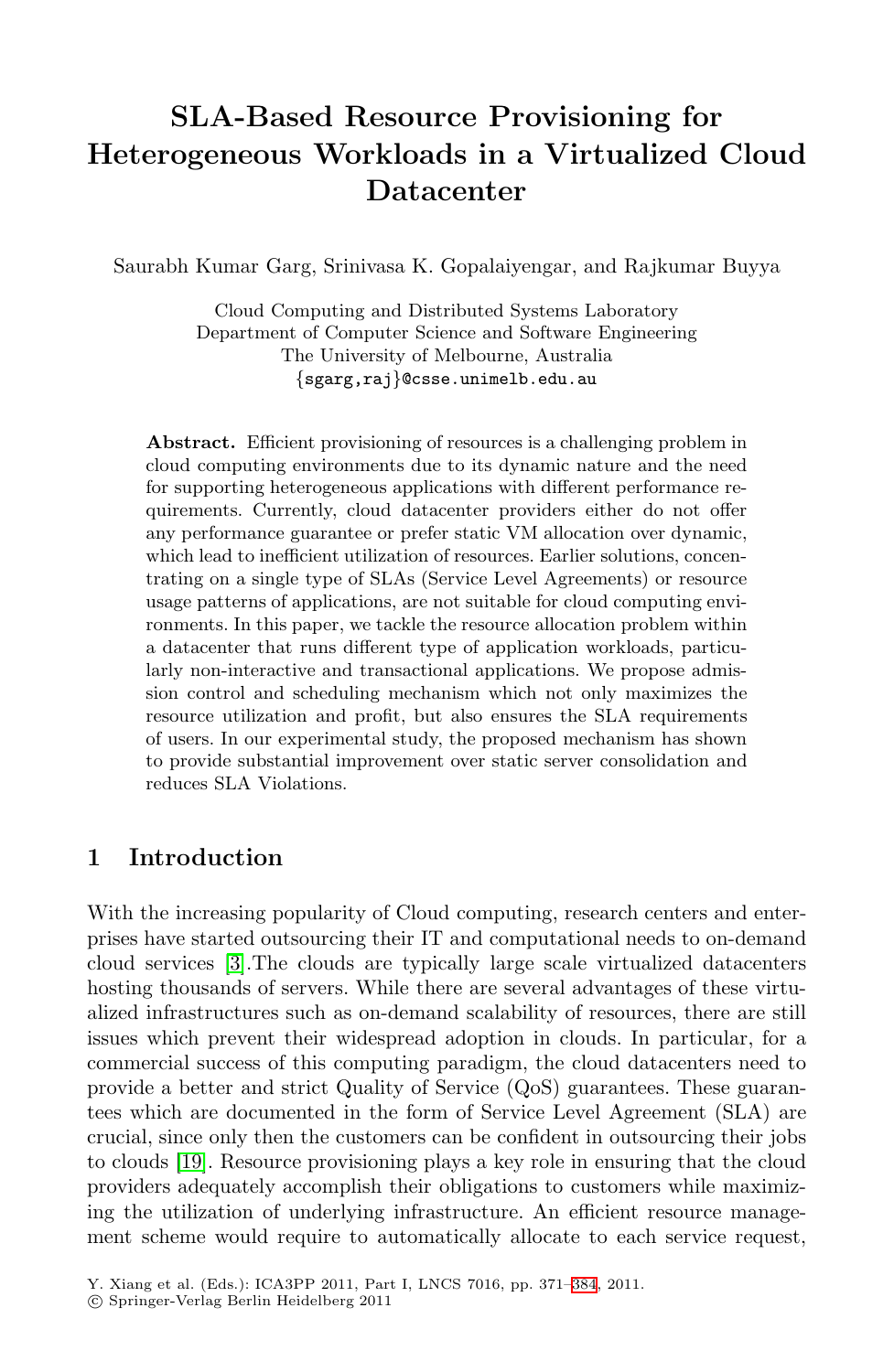# SLA-Based Resource Provisioning for Heterogeneous Workloads in a Virtualized Cloud Datacenter

Saurabh Kumar Garg, Srinivasa K. Gopalaiyengar, and Rajkumar Buyya

Cloud Computing and Distributed Systems Laboratory
Department of Computer Science and Software Engineering
The University of Melbourne, Australia
{sgarg,raj}@csse.unimelb.edu.au

**Abstract.** Efficient provisioning of resources is a challenging problem in cloud computing environments due to its dynamic nature and the need for supporting heterogeneous applications with different performance requirements. Currently, cloud datacenter providers either do not offer any performance guarantee or prefer static VM allocation over dynamic, which lead to inefficient utilization of resources. Earlier solutions, concentrating on a single type of SLAs (Service Level Agreements) or resource usage patterns of applications, are not suitable for cloud computing environments. In this paper, we tackle the resource allocation problem within a datacenter that runs different type of application workloads, particularly non-interactive and transactional applications. We propose admission control and scheduling mechanism which not only maximizes the resource utilization and profit, but also ensures the SLA requirements of users. In our experimental study, the proposed mechanism has shown to provide substantial improvement over static server consolidation and reduces SLA Violations.

## 1 Introduction

With the increasing popularity of Cloud computing, research centers and enterprises have started outsourcing their IT and computational needs to on-demand cloud services [3].The clouds are typically large scale virtualized datacenters hosting thousands of servers. While there are several advantages of these virtualized infrastructures such as on-demand scalability of resources, there are still issues which prevent their widespread adoption in clouds. In particular, for a commercial success of this computing paradigm, the cloud datacenters need to provide a better and strict Quality of Service (QoS) guarantees. These guarantees which are documented in the form of Service Level Agreement (SLA) are crucial, since only then the customers can be confident in outsourcing their jobs to clouds [19]. Resource provisioning plays a key role in ensuring that the cloud providers adequately accomplish their obligations to customers while maximizing the utilization of underlying infrastructure. An efficient resource management scheme would require to automatically allocate to each service request,

Y. Xiang et al. (Eds.): ICA3PP 2011, Part I, LNCS 7016, pp. 371–384, 2011.
© Springer-Verlag Berlin Heidelberg 2011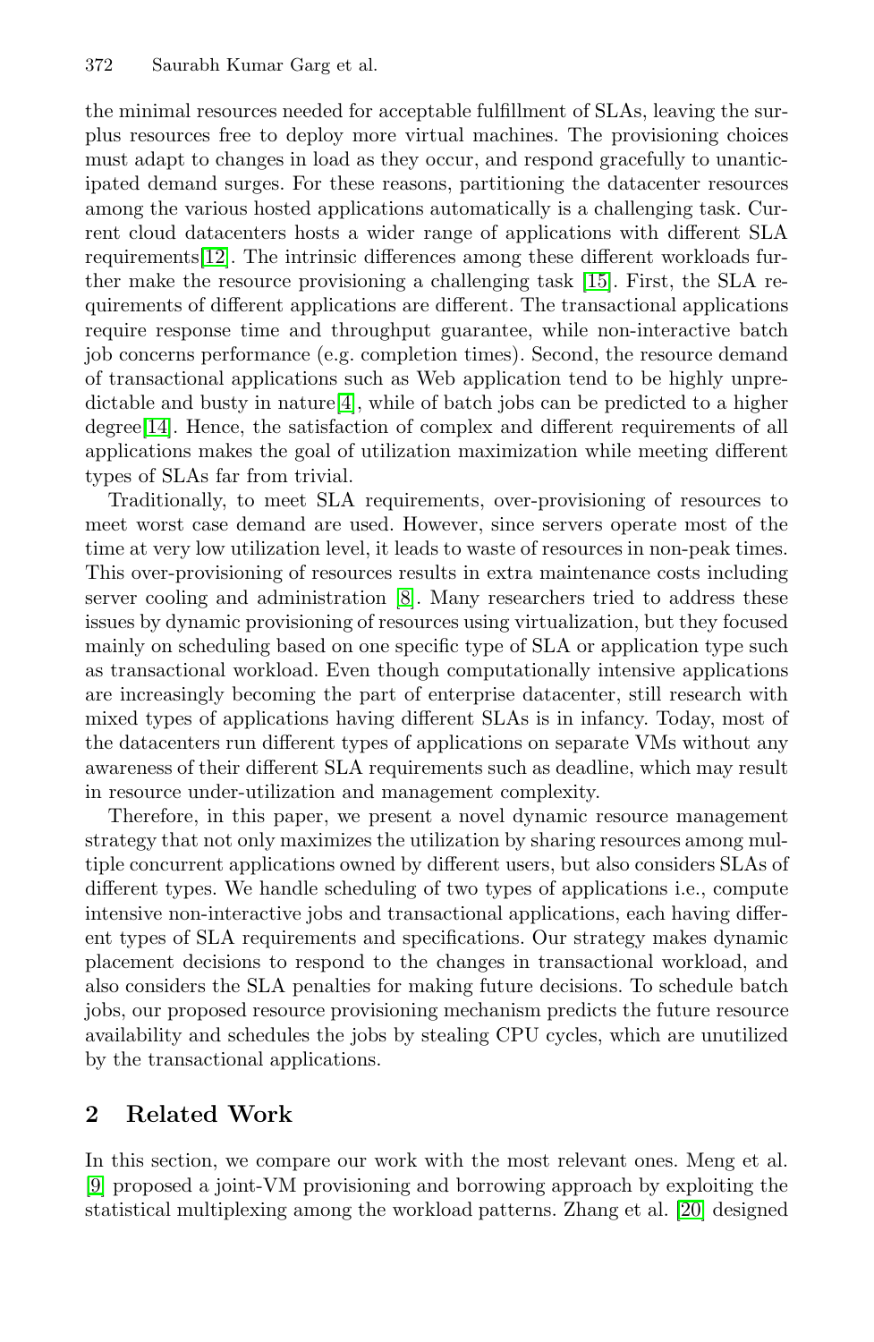the minimal resources needed for acceptable fulfillment of SLAs, leaving the surplus resources free to deploy more virtual machines. The provisioning choices must adapt to changes in load as they occur, and respond gracefully to unanticipated demand surges. For these reasons, partitioning the datacenter resources among the various hosted applications automatically is a challenging task. Current cloud datacenters hosts a wider range of applications with different SLA requirements[12]. The intrinsic differences among these different workloads further make the resource provisioning a challenging task [15]. First, the SLA requirements of different applications are different. The transactional applications require response time and throughput guarantee, while non-interactive batch job concerns performance (e.g. completion times). Second, the resource demand of transactional applications such as Web application tend to be highly unpredictable and busty in nature[4], while of batch jobs can be predicted to a higher degree[14]. Hence, the satisfaction of complex and different requirements of all applications makes the goal of utilization maximization while meeting different types of SLAs far from trivial.

Traditionally, to meet SLA requirements, over-provisioning of resources to meet worst case demand are used. However, since servers operate most of the time at very low utilization level, it leads to waste of resources in non-peak times. This over-provisioning of resources results in extra maintenance costs including server cooling and administration [8]. Many researchers tried to address these issues by dynamic provisioning of resources using virtualization, but they focused mainly on scheduling based on one specific type of SLA or application type such as transactional workload. Even though computationally intensive applications are increasingly becoming the part of enterprise datacenter, still research with mixed types of applications having different SLAs is in infancy. Today, most of the datacenters run different types of applications on separate VMs without any awareness of their different SLA requirements such as deadline, which may result in resource under-utilization and management complexity.

Therefore, in this paper, we present a novel dynamic resource management strategy that not only maximizes the utilization by sharing resources among multiple concurrent applications owned by different users, but also considers SLAs of different types. We handle scheduling of two types of applications i.e., compute intensive non-interactive jobs and transactional applications, each having different types of SLA requirements and specifications. Our strategy makes dynamic placement decisions to respond to the changes in transactional workload, and also considers the SLA penalties for making future decisions. To schedule batch jobs, our proposed resource provisioning mechanism predicts the future resource availability and schedules the jobs by stealing CPU cycles, which are unutilized by the transactional applications.

## 2 Related Work

In this section, we compare our work with the most relevant ones. Meng et al. [9] proposed a joint-VM provisioning and borrowing approach by exploiting the statistical multiplexing among the workload patterns. Zhang et al. [20] designed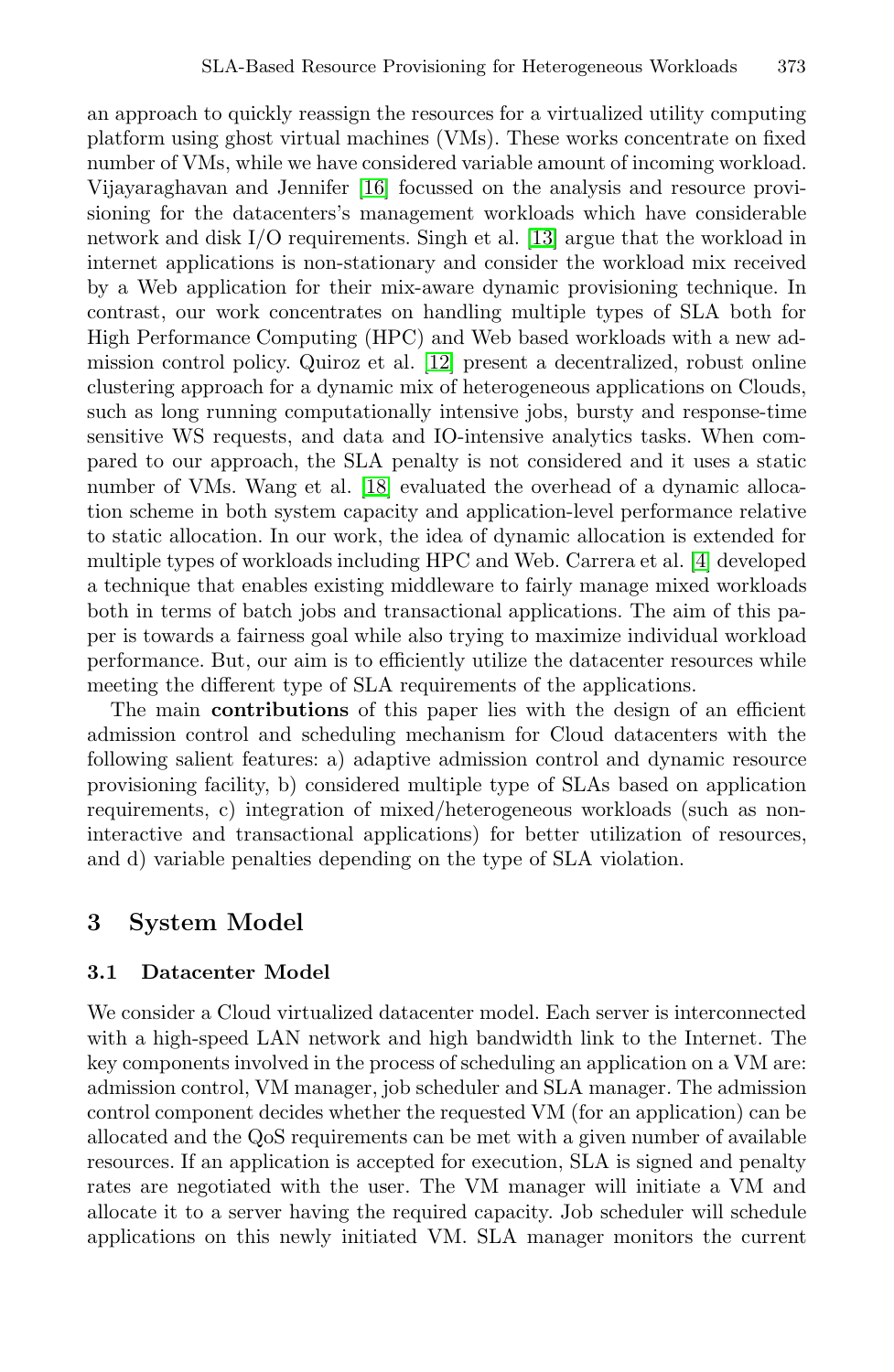an approach to quickly reassign the resources for a virtualized utility computing platform using ghost virtual machines (VMs). These works concentrate on fixed number of VMs, while we have considered variable amount of incoming workload. Vijayaraghavan and Jennifer [16] focussed on the analysis and resource provisioning for the datacenters's management workloads which have considerable network and disk I/O requirements. Singh et al. [13] argue that the workload in internet applications is non-stationary and consider the workload mix received by a Web application for their mix-aware dynamic provisioning technique. In contrast, our work concentrates on handling multiple types of SLA both for High Performance Computing (HPC) and Web based workloads with a new admission control policy. Quiroz et al. [12] present a decentralized, robust online clustering approach for a dynamic mix of heterogeneous applications on Clouds, such as long running computationally intensive jobs, bursty and response-time sensitive WS requests, and data and IO-intensive analytics tasks. When compared to our approach, the SLA penalty is not considered and it uses a static number of VMs. Wang et al. [18] evaluated the overhead of a dynamic allocation scheme in both system capacity and application-level performance relative to static allocation. In our work, the idea of dynamic allocation is extended for multiple types of workloads including HPC and Web. Carrera et al. [4] developed a technique that enables existing middleware to fairly manage mixed workloads both in terms of batch jobs and transactional applications. The aim of this paper is towards a fairness goal while also trying to maximize individual workload performance. But, our aim is to efficiently utilize the datacenter resources while meeting the different type of SLA requirements of the applications.

The main **contributions** of this paper lies with the design of an efficient admission control and scheduling mechanism for Cloud datacenters with the following salient features: a) adaptive admission control and dynamic resource provisioning facility, b) considered multiple type of SLAs based on application requirements, c) integration of mixed/heterogeneous workloads (such as non-interactive and transactional applications) for better utilization of resources, and d) variable penalties depending on the type of SLA violation.

## 3 System Model

### 3.1 Datacenter Model

We consider a Cloud virtualized datacenter model. Each server is interconnected with a high-speed LAN network and high bandwidth link to the Internet. The key components involved in the process of scheduling an application on a VM are: admission control, VM manager, job scheduler and SLA manager. The admission control component decides whether the requested VM (for an application) can be allocated and the QoS requirements can be met with a given number of available resources. If an application is accepted for execution, SLA is signed and penalty rates are negotiated with the user. The VM manager will initiate a VM and allocate it to a server having the required capacity. Job scheduler will schedule applications on this newly initiated VM. SLA manager monitors the current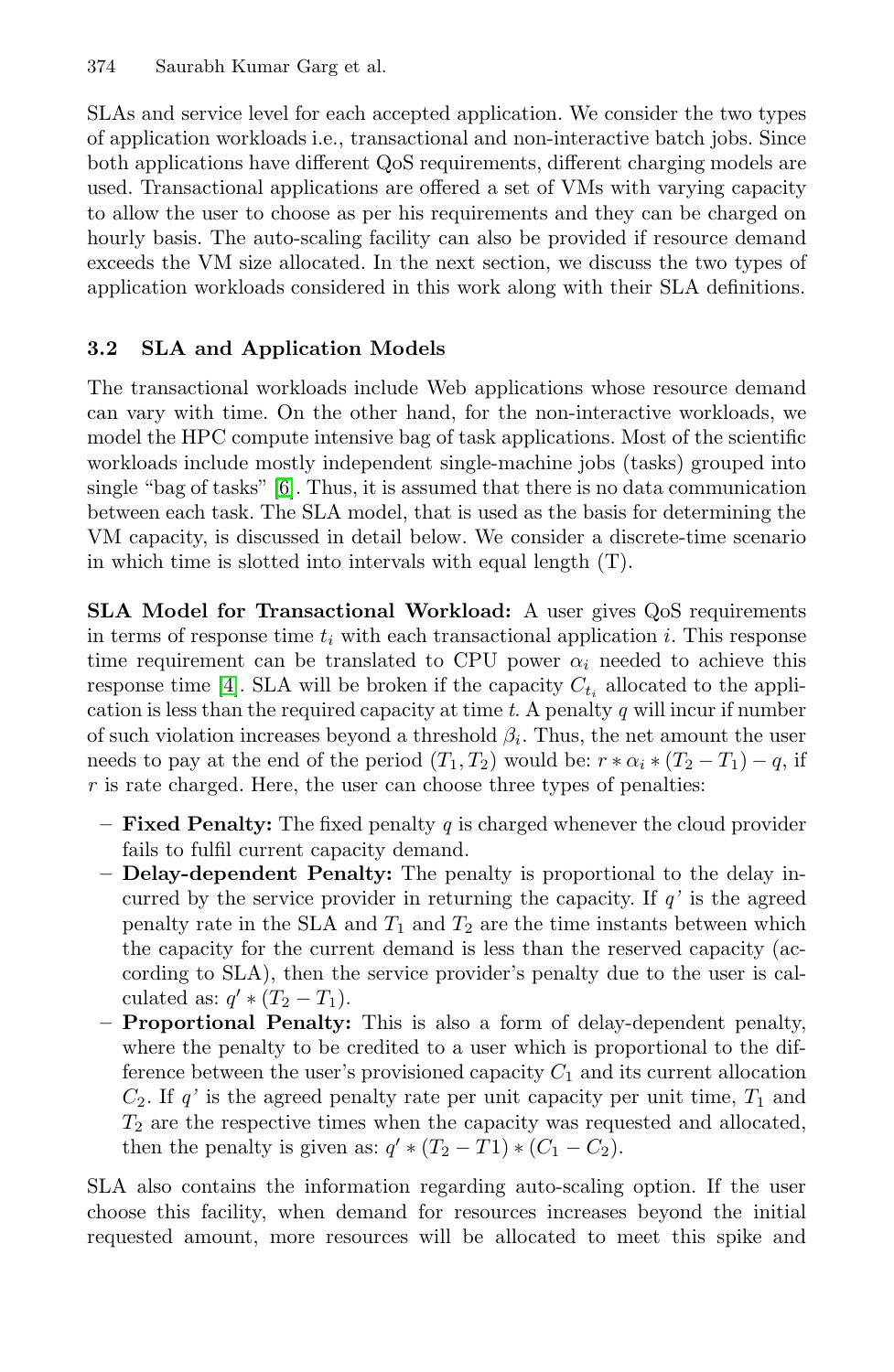SLAs and service level for each accepted application. We consider the two types of application workloads i.e., transactional and non-interactive batch jobs. Since both applications have different QoS requirements, different charging models are used. Transactional applications are offered a set of VMs with varying capacity to allow the user to choose as per his requirements and they can be charged on hourly basis. The auto-scaling facility can also be provided if resource demand exceeds the VM size allocated. In the next section, we discuss the two types of application workloads considered in this work along with their SLA definitions.

### 3.2 SLA and Application Models

The transactional workloads include Web applications whose resource demand can vary with time. On the other hand, for the non-interactive workloads, we model the HPC compute intensive bag of task applications. Most of the scientific workloads include mostly independent single-machine jobs (tasks) grouped into single "bag of tasks" [6]. Thus, it is assumed that there is no data communication between each task. The SLA model, that is used as the basis for determining the VM capacity, is discussed in detail below. We consider a discrete-time scenario in which time is slotted into intervals with equal length (T).

**SLA Model for Transactional Workload:** A user gives QoS requirements in terms of response time $t_i$ with each transactional application $i$. This response time requirement can be translated to CPU power $\alpha_i$ needed to achieve this response time [4]. SLA will be broken if the capacity $C_{t_i}$ allocated to the application is less than the required capacity at time $t$. A penalty $q$ will incur if number of such violation increases beyond a threshold $\beta_i$. Thus, the net amount the user needs to pay at the end of the period $(T_1, T_2)$ would be: $r * \alpha_i * (T_2 - T_1) - q$, if $r$ is rate charged. Here, the user can choose three types of penalties:

- **Fixed Penalty:** The fixed penalty $q$ is charged whenever the cloud provider fails to fulfil current capacity demand.
- **Delay-dependent Penalty:** The penalty is proportional to the delay incurred by the service provider in returning the capacity. If $q'$ is the agreed penalty rate in the SLA and $T_1$ and $T_2$ are the time instants between which the capacity for the current demand is less than the reserved capacity (according to SLA), then the service provider's penalty due to the user is calculated as: $q' * (T_2 - T_1)$.
- **Proportional Penalty:** This is also a form of delay-dependent penalty, where the penalty to be credited to a user which is proportional to the difference between the user's provisioned capacity $C_1$ and its current allocation $C_2$. If $q'$ is the agreed penalty rate per unit capacity per unit time, $T_1$ and $T_2$ are the respective times when the capacity was requested and allocated, then the penalty is given as: $q' * (T_2 - T1) * (C_1 - C_2)$.

SLA also contains the information regarding auto-scaling option. If the user choose this facility, when demand for resources increases beyond the initial requested amount, more resources will be allocated to meet this spike and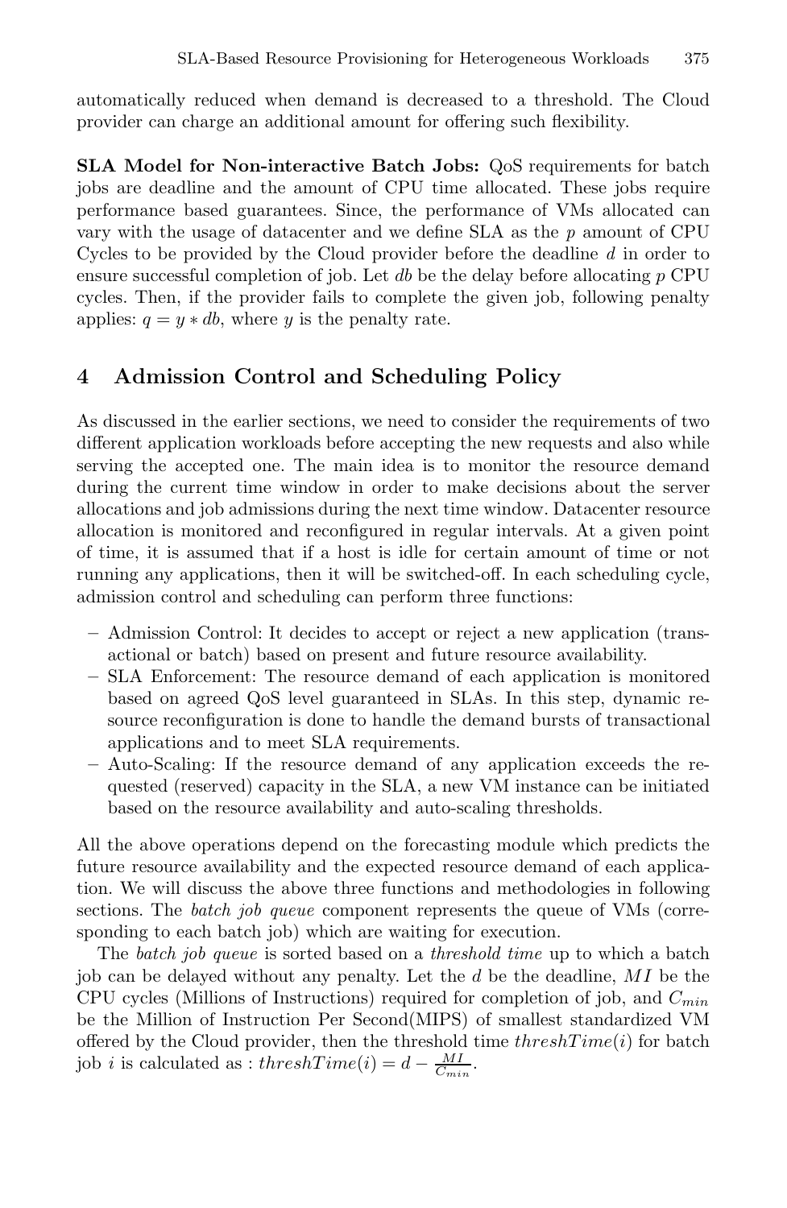automatically reduced when demand is decreased to a threshold. The Cloud provider can charge an additional amount for offering such flexibility.

**SLA Model for Non-interactive Batch Jobs:** QoS requirements for batch jobs are deadline and the amount of CPU time allocated. These jobs require performance based guarantees. Since, the performance of VMs allocated can vary with the usage of datacenter and we define SLA as the $p$ amount of CPU Cycles to be provided by the Cloud provider before the deadline $d$ in order to ensure successful completion of job. Let $db$ be the delay before allocating $p$ CPU cycles. Then, if the provider fails to complete the given job, following penalty applies: $q = y * db$, where $y$ is the penalty rate.

## 4 Admission Control and Scheduling Policy

As discussed in the earlier sections, we need to consider the requirements of two different application workloads before accepting the new requests and also while serving the accepted one. The main idea is to monitor the resource demand during the current time window in order to make decisions about the server allocations and job admissions during the next time window. Datacenter resource allocation is monitored and reconfigured in regular intervals. At a given point of time, it is assumed that if a host is idle for certain amount of time or not running any applications, then it will be switched-off. In each scheduling cycle, admission control and scheduling can perform three functions:

- Admission Control: It decides to accept or reject a new application (transactional or batch) based on present and future resource availability.
- SLA Enforcement: The resource demand of each application is monitored based on agreed QoS level guaranteed in SLAs. In this step, dynamic resource reconfiguration is done to handle the demand bursts of transactional applications and to meet SLA requirements.
- Auto-Scaling: If the resource demand of any application exceeds the requested (reserved) capacity in the SLA, a new VM instance can be initiated based on the resource availability and auto-scaling thresholds.

All the above operations depend on the forecasting module which predicts the future resource availability and the expected resource demand of each application. We will discuss the above three functions and methodologies in following sections. The *batch job queue* component represents the queue of VMs (corresponding to each batch job) which are waiting for execution.

The *batch job queue* is sorted based on a *threshold time* up to which a batch job can be delayed without any penalty. Let the $d$ be the deadline, $MI$ be the CPU cycles (Millions of Instructions) required for completion of job, and $C_{min}$ be the Million of Instruction Per Second(MIPS) of smallest standardized VM offered by the Cloud provider, then the threshold time $threshTime(i)$ for batch job $i$ is calculated as : $threshTime(i) = d - \frac{MI}{C_{min}}$.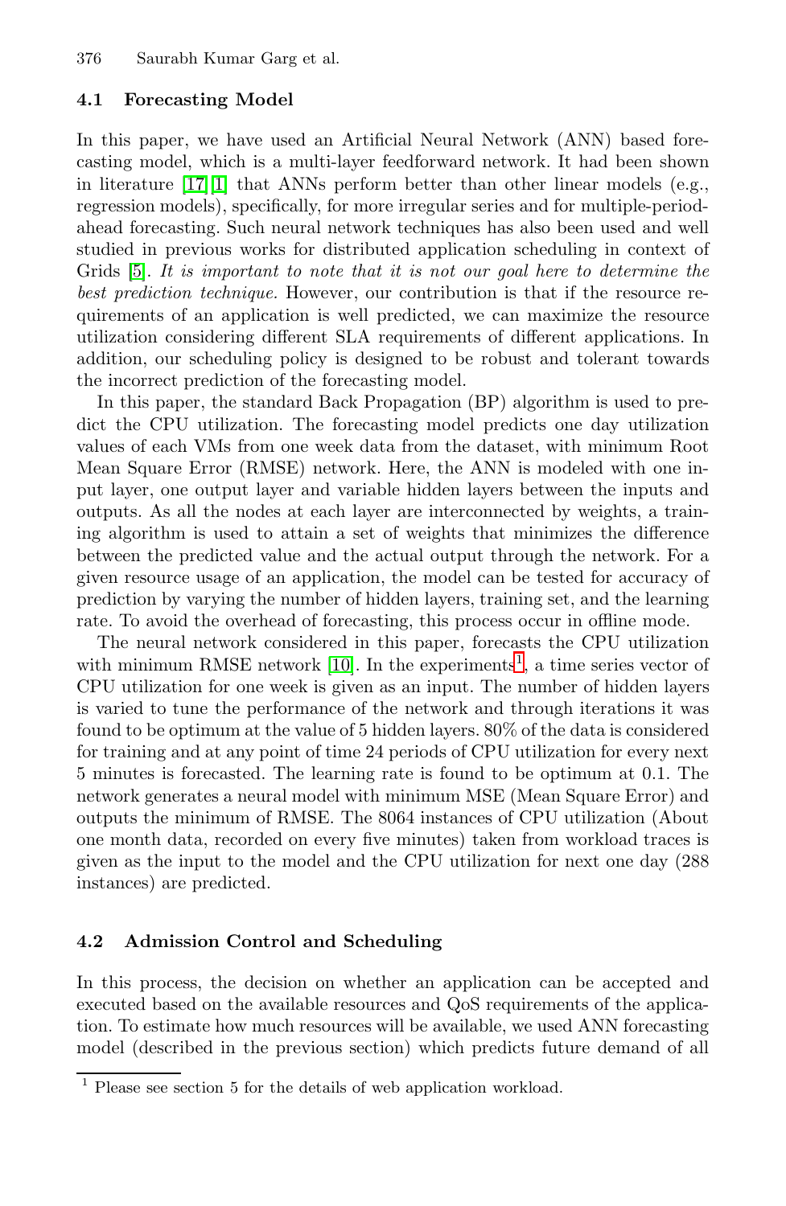### 4.1 Forecasting Model

In this paper, we have used an Artificial Neural Network (ANN) based forecasting model, which is a multi-layer feedforward network. It had been shown in literature [17][1] that ANNs perform better than other linear models (e.g., regression models), specifically, for more irregular series and for multiple-period-ahead forecasting. Such neural network techniques has also been used and well studied in previous works for distributed application scheduling in context of Grids [5]. *It is important to note that it is not our goal here to determine the best prediction technique.* However, our contribution is that if the resource requirements of an application is well predicted, we can maximize the resource utilization considering different SLA requirements of different applications. In addition, our scheduling policy is designed to be robust and tolerant towards the incorrect prediction of the forecasting model.

In this paper, the standard Back Propagation (BP) algorithm is used to predict the CPU utilization. The forecasting model predicts one day utilization values of each VMs from one week data from the dataset, with minimum Root Mean Square Error (RMSE) network. Here, the ANN is modeled with one input layer, one output layer and variable hidden layers between the inputs and outputs. As all the nodes at each layer are interconnected by weights, a training algorithm is used to attain a set of weights that minimizes the difference between the predicted value and the actual output through the network. For a given resource usage of an application, the model can be tested for accuracy of prediction by varying the number of hidden layers, training set, and the learning rate. To avoid the overhead of forecasting, this process occur in offline mode.

The neural network considered in this paper, forecasts the CPU utilization with minimum RMSE network [10]. In the experiments[1], a time series vector of CPU utilization for one week is given as an input. The number of hidden layers is varied to tune the performance of the network and through iterations it was found to be optimum at the value of 5 hidden layers. 80% of the data is considered for training and at any point of time 24 periods of CPU utilization for every next 5 minutes is forecasted. The learning rate is found to be optimum at 0.1. The network generates a neural model with minimum MSE (Mean Square Error) and outputs the minimum of RMSE. The 8064 instances of CPU utilization (About one month data, recorded on every five minutes) taken from workload traces is given as the input to the model and the CPU utilization for next one day (288 instances) are predicted.

### 4.2 Admission Control and Scheduling

In this process, the decision on whether an application can be accepted and executed based on the available resources and QoS requirements of the application. To estimate how much resources will be available, we used ANN forecasting model (described in the previous section) which predicts future demand of all

[1] Please see section 5 for the details of web application workload.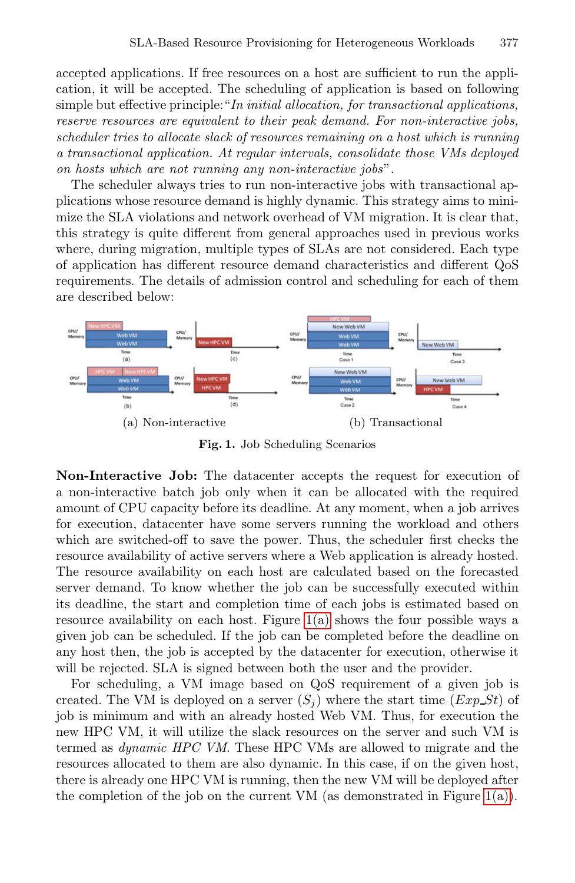accepted applications. If free resources on a host are sufficient to run the application, it will be accepted. The scheduling of application is based on following simple but effective principle:"*In initial allocation, for transactional applications, reserve resources are equivalent to their peak demand. For non-interactive jobs, scheduler tries to allocate slack of resources remaining on a host which is running a transactional application. At regular intervals, consolidate those VMs deployed on hosts which are not running any non-interactive jobs*".

The scheduler always tries to run non-interactive jobs with transactional applications whose resource demand is highly dynamic. This strategy aims to minimize the SLA violations and network overhead of VM migration. It is clear that, this strategy is quite different from general approaches used in previous works where, during migration, multiple types of SLAs are not considered. Each type of application has different resource demand characteristics and different QoS requirements. The details of admission control and scheduling for each of them are described below:

(a) Non-interactive (b) Transactional

**Fig. 1.** Job Scheduling Scenarios

**Non-Interactive Job:** The datacenter accepts the request for execution of a non-interactive batch job only when it can be allocated with the required amount of CPU capacity before its deadline. At any moment, when a job arrives for execution, datacenter have some servers running the workload and others which are switched-off to save the power. Thus, the scheduler first checks the resource availability of active servers where a Web application is already hosted. The resource availability on each host are calculated based on the forecasted server demand. To know whether the job can be successfully executed within its deadline, the start and completion time of each jobs is estimated based on resource availability on each host. Figure 1(a) shows the four possible ways a given job can be scheduled. If the job can be completed before the deadline on any host then, the job is accepted by the datacenter for execution, otherwise it will be rejected. SLA is signed between both the user and the provider.

For scheduling, a VM image based on QoS requirement of a given job is created. The VM is deployed on a server ($S_j$) where the start time ($Exp\_St$) of job is minimum and with an already hosted Web VM. Thus, for execution the new HPC VM, it will utilize the slack resources on the server and such VM is termed as *dynamic HPC VM*. These HPC VMs are allowed to migrate and the resources allocated to them are also dynamic. In this case, if on the given host, there is already one HPC VM is running, then the new VM will be deployed after the completion of the job on the current VM (as demonstrated in Figure 1(a)).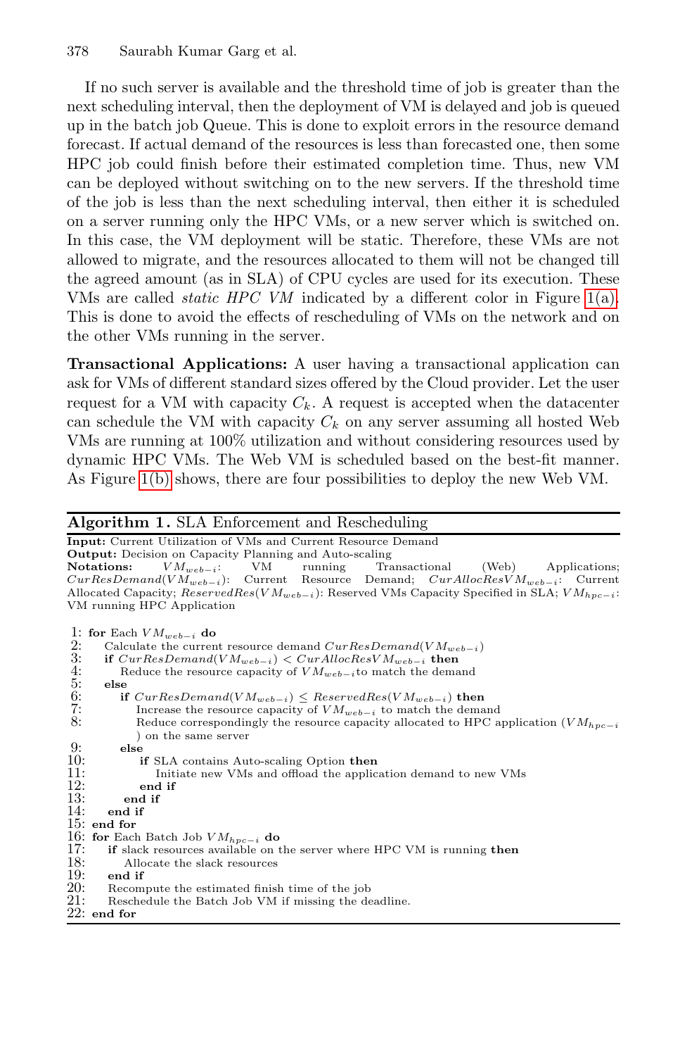If no such server is available and the threshold time of job is greater than the next scheduling interval, then the deployment of VM is delayed and job is queued up in the batch job Queue. This is done to exploit errors in the resource demand forecast. If actual demand of the resources is less than forecasted one, then some HPC job could finish before their estimated completion time. Thus, new VM can be deployed without switching on to the new servers. If the threshold time of the job is less than the next scheduling interval, then either it is scheduled on a server running only the HPC VMs, or a new server which is switched on. In this case, the VM deployment will be static. Therefore, these VMs are not allowed to migrate, and the resources allocated to them will not be changed till the agreed amount (as in SLA) of CPU cycles are used for its execution. These VMs are called *static HPC VM* indicated by a different color in Figure 1(a). This is done to avoid the effects of rescheduling of VMs on the network and on the other VMs running in the server.

**Transactional Applications:** A user having a transactional application can ask for VMs of different standard sizes offered by the Cloud provider. Let the user request for a VM with capacity $C_k$. A request is accepted when the datacenter can schedule the VM with capacity $C_k$ on any server assuming all hosted Web VMs are running at 100% utilization and without considering resources used by dynamic HPC VMs. The Web VM is scheduled based on the best-fit manner. As Figure 1(b) shows, there are four possibilities to deploy the new Web VM.

**Algorithm 1.** SLA Enforcement and Rescheduling

**Input:** Current Utilization of VMs and Current Resource Demand
**Output:** Decision on Capacity Planning and Auto-scaling
**Notations:** $VM_{web-i}$: VM running Transactional (Web) Applications; $CurResDemand(VM_{web-i})$: Current Resource Demand; $CurAllocResVM_{web-i}$: Current Allocated Capacity; $ReservedRes(VM_{web-i})$: Reserved VMs Capacity Specified in SLA; $VM_{hpc-i}$: VM running HPC Application

1: **for** Each $VM_{web-i}$ **do**
2: Calculate the current resource demand $CurResDemand(VM_{web-i})$
3: **if** $CurResDemand(VM_{web-i}) < CurAllocResVM_{web-i}$ **then**
4: Reduce the resource capacity of $VM_{web-i}$ to match the demand
5: **else**
6: **if** $CurResDemand(VM_{web-i}) \leq ReservedRes(VM_{web-i})$ **then**
7: Increase the resource capacity of $VM_{web-i}$ to match the demand
8: Reduce correspondingly the resource capacity allocated to HPC application ($VM_{hpc-i}$) on the same server
9: **else**
10: **if** SLA contains Auto-scaling Option **then**
11: Initiate new VMs and offload the application demand to new VMs
12: **end if**
13: **end if**
14: **end if**
15: **end for**
16: **for** Each Batch Job $VM_{hpc-i}$ **do**
17: **if** slack resources available on the server where HPC VM is running **then**
18: Allocate the slack resources
19: **end if**
20: Recompute the estimated finish time of the job
21: Reschedule the Batch Job VM if missing the deadline.
22: **end for**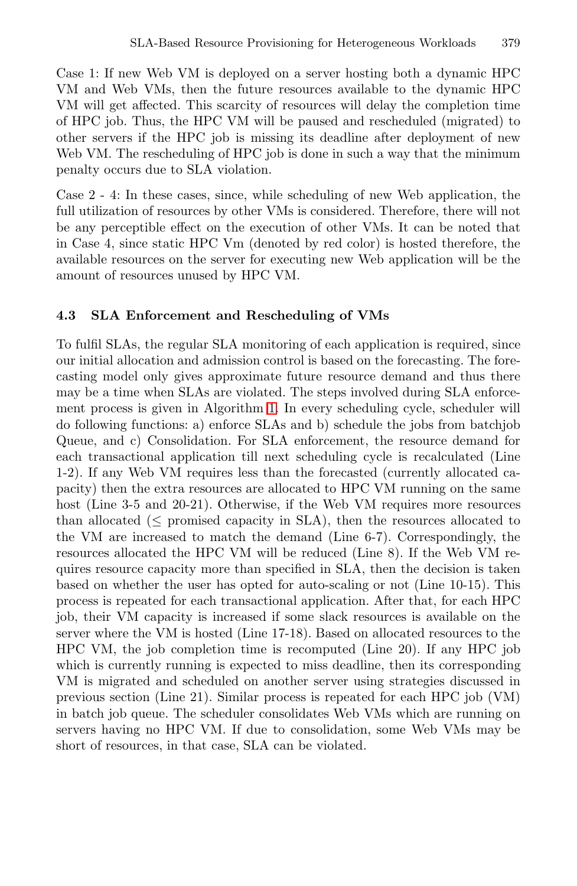Case 1: If new Web VM is deployed on a server hosting both a dynamic HPC VM and Web VMs, then the future resources available to the dynamic HPC VM will get affected. This scarcity of resources will delay the completion time of HPC job. Thus, the HPC VM will be paused and rescheduled (migrated) to other servers if the HPC job is missing its deadline after deployment of new Web VM. The rescheduling of HPC job is done in such a way that the minimum penalty occurs due to SLA violation.

Case 2 - 4: In these cases, since, while scheduling of new Web application, the full utilization of resources by other VMs is considered. Therefore, there will not be any perceptible effect on the execution of other VMs. It can be noted that in Case 4, since static HPC Vm (denoted by red color) is hosted therefore, the available resources on the server for executing new Web application will be the amount of resources unused by HPC VM.

### 4.3 SLA Enforcement and Rescheduling of VMs

To fulfil SLAs, the regular SLA monitoring of each application is required, since our initial allocation and admission control is based on the forecasting. The forecasting model only gives approximate future resource demand and thus there may be a time when SLAs are violated. The steps involved during SLA enforcement process is given in Algorithm 1. In every scheduling cycle, scheduler will do following functions: a) enforce SLAs and b) schedule the jobs from batchjob Queue, and c) Consolidation. For SLA enforcement, the resource demand for each transactional application till next scheduling cycle is recalculated (Line 1-2). If any Web VM requires less than the forecasted (currently allocated capacity) then the extra resources are allocated to HPC VM running on the same host (Line 3-5 and 20-21). Otherwise, if the Web VM requires more resources than allocated ($\leq$ promised capacity in SLA), then the resources allocated to the VM are increased to match the demand (Line 6-7). Correspondingly, the resources allocated the HPC VM will be reduced (Line 8). If the Web VM requires resource capacity more than specified in SLA, then the decision is taken based on whether the user has opted for auto-scaling or not (Line 10-15). This process is repeated for each transactional application. After that, for each HPC job, their VM capacity is increased if some slack resources is available on the server where the VM is hosted (Line 17-18). Based on allocated resources to the HPC VM, the job completion time is recomputed (Line 20). If any HPC job which is currently running is expected to miss deadline, then its corresponding VM is migrated and scheduled on another server using strategies discussed in previous section (Line 21). Similar process is repeated for each HPC job (VM) in batch job queue. The scheduler consolidates Web VMs which are running on servers having no HPC VM. If due to consolidation, some Web VMs may be short of resources, in that case, SLA can be violated.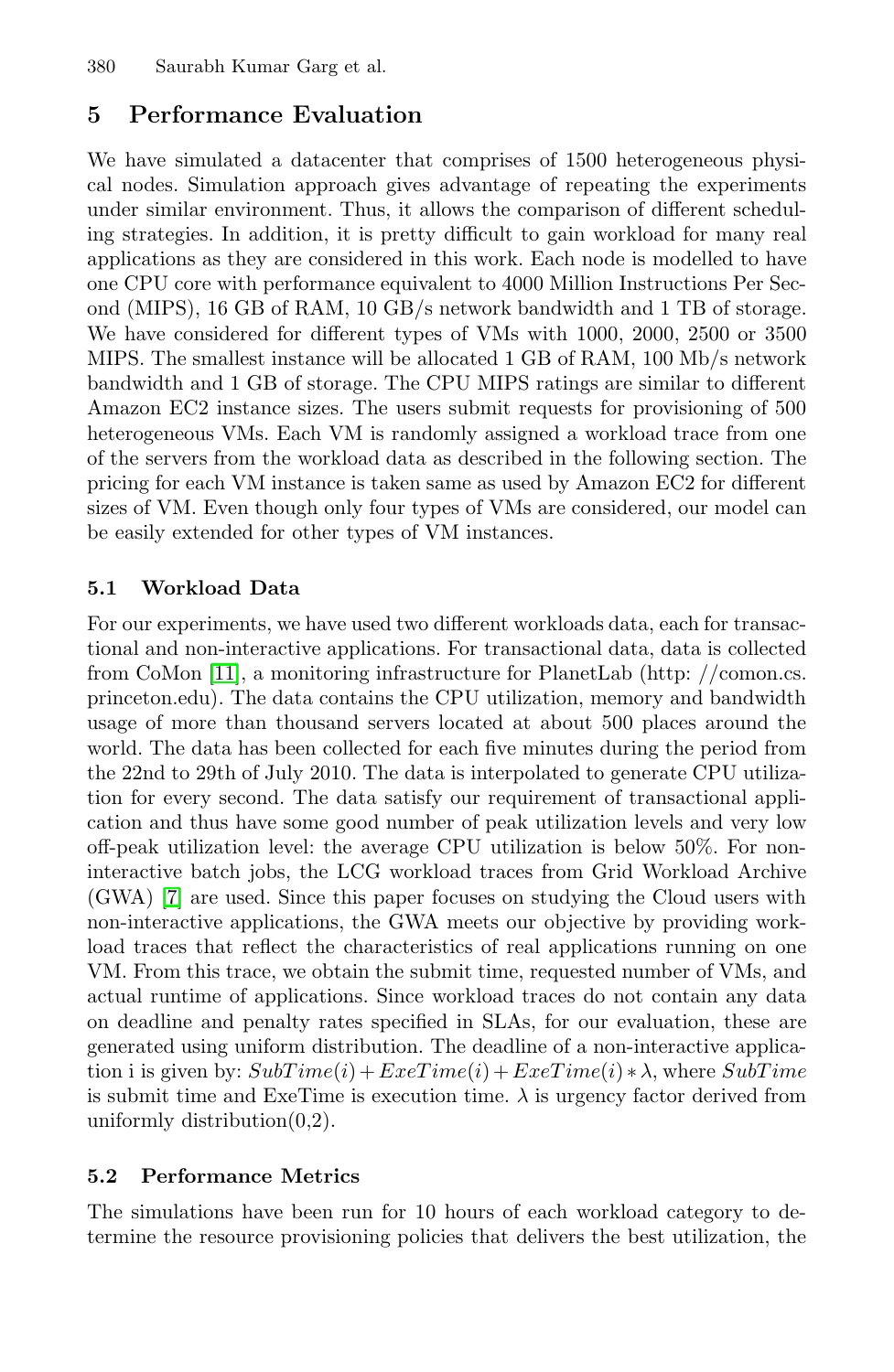## 5 Performance Evaluation

We have simulated a datacenter that comprises of 1500 heterogeneous physical nodes. Simulation approach gives advantage of repeating the experiments under similar environment. Thus, it allows the comparison of different scheduling strategies. In addition, it is pretty difficult to gain workload for many real applications as they are considered in this work. Each node is modelled to have one CPU core with performance equivalent to 4000 Million Instructions Per Second (MIPS), 16 GB of RAM, 10 GB/s network bandwidth and 1 TB of storage. We have considered for different types of VMs with 1000, 2000, 2500 or 3500 MIPS. The smallest instance will be allocated 1 GB of RAM, 100 Mb/s network bandwidth and 1 GB of storage. The CPU MIPS ratings are similar to different Amazon EC2 instance sizes. The users submit requests for provisioning of 500 heterogeneous VMs. Each VM is randomly assigned a workload trace from one of the servers from the workload data as described in the following section. The pricing for each VM instance is taken same as used by Amazon EC2 for different sizes of VM. Even though only four types of VMs are considered, our model can be easily extended for other types of VM instances.

### 5.1 Workload Data

For our experiments, we have used two different workloads data, each for transactional and non-interactive applications. For transactional data, data is collected from CoMon [11], a monitoring infrastructure for PlanetLab (http: //comon.cs.princeton.edu). The data contains the CPU utilization, memory and bandwidth usage of more than thousand servers located at about 500 places around the world. The data has been collected for each five minutes during the period from the 22nd to 29th of July 2010. The data is interpolated to generate CPU utilization for every second. The data satisfy our requirement of transactional application and thus have some good number of peak utilization levels and very low off-peak utilization level: the average CPU utilization is below 50%. For non-interactive batch jobs, the LCG workload traces from Grid Workload Archive (GWA) [7] are used. Since this paper focuses on studying the Cloud users with non-interactive applications, the GWA meets our objective by providing workload traces that reflect the characteristics of real applications running on one VM. From this trace, we obtain the submit time, requested number of VMs, and actual runtime of applications. Since workload traces do not contain any data on deadline and penalty rates specified in SLAs, for our evaluation, these are generated using uniform distribution. The deadline of a non-interactive application i is given by: $SubTime(i) + ExeTime(i) + ExeTime(i) * \lambda$, where $SubTime$ is submit time and ExeTime is execution time. $\lambda$ is urgency factor derived from uniformly distribution(0,2).

### 5.2 Performance Metrics

The simulations have been run for 10 hours of each workload category to determine the resource provisioning policies that delivers the best utilization, the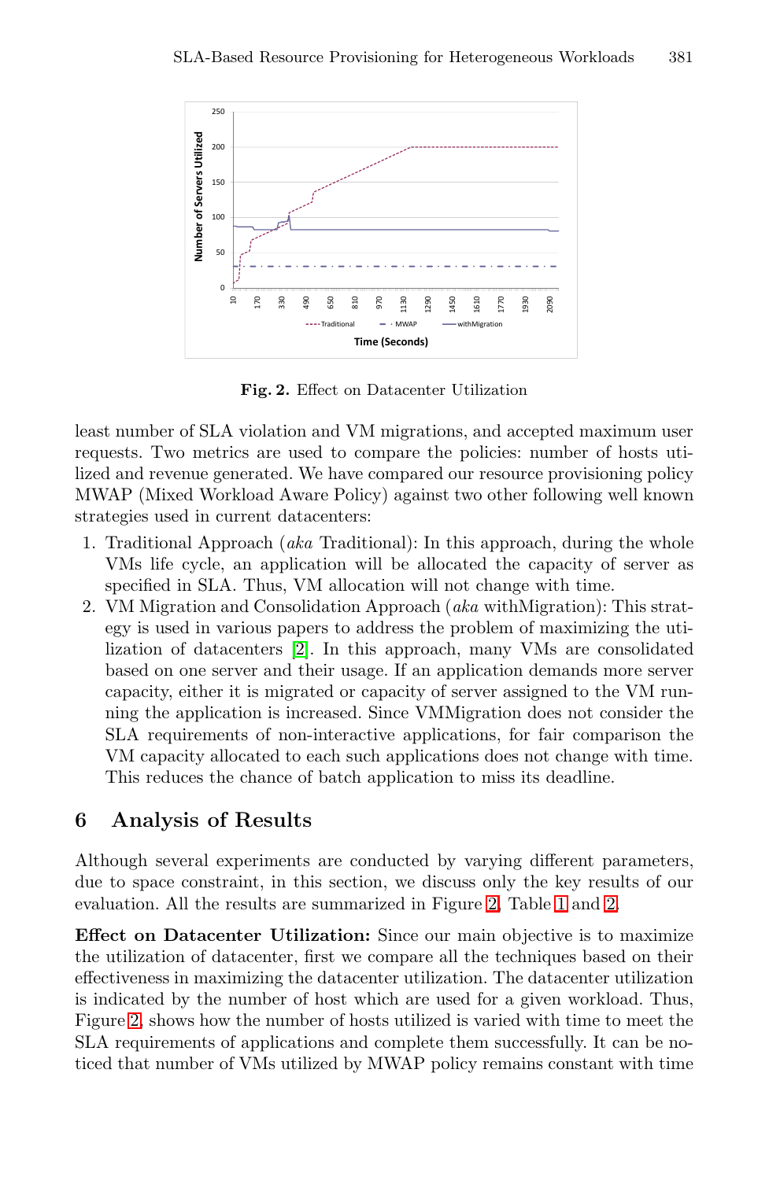Fig. 2. Effect on Datacenter Utilization

least number of SLA violation and VM migrations, and accepted maximum user requests. Two metrics are used to compare the policies: number of hosts utilized and revenue generated. We have compared our resource provisioning policy MWAP (Mixed Workload Aware Policy) against two other following well known strategies used in current datacenters:

1. Traditional Approach (*aka* Traditional): In this approach, during the whole VMs life cycle, an application will be allocated the capacity of server as specified in SLA. Thus, VM allocation will not change with time.
2. VM Migration and Consolidation Approach (*aka* withMigration): This strategy is used in various papers to address the problem of maximizing the utilization of datacenters [2]. In this approach, many VMs are consolidated based on one server and their usage. If an application demands more server capacity, either it is migrated or capacity of server assigned to the VM running the application is increased. Since VMMigration does not consider the SLA requirements of non-interactive applications, for fair comparison the VM capacity allocated to each such applications does not change with time. This reduces the chance of batch application to miss its deadline.

## 6 Analysis of Results

Although several experiments are conducted by varying different parameters, due to space constraint, in this section, we discuss only the key results of our evaluation. All the results are summarized in Figure 2, Table 1 and 2.

**Effect on Datacenter Utilization:** Since our main objective is to maximize the utilization of datacenter, first we compare all the techniques based on their effectiveness in maximizing the datacenter utilization. The datacenter utilization is indicated by the number of host which are used for a given workload. Thus, Figure 2, shows how the number of hosts utilized is varied with time to meet the SLA requirements of applications and complete them successfully. It can be noticed that number of VMs utilized by MWAP policy remains constant with time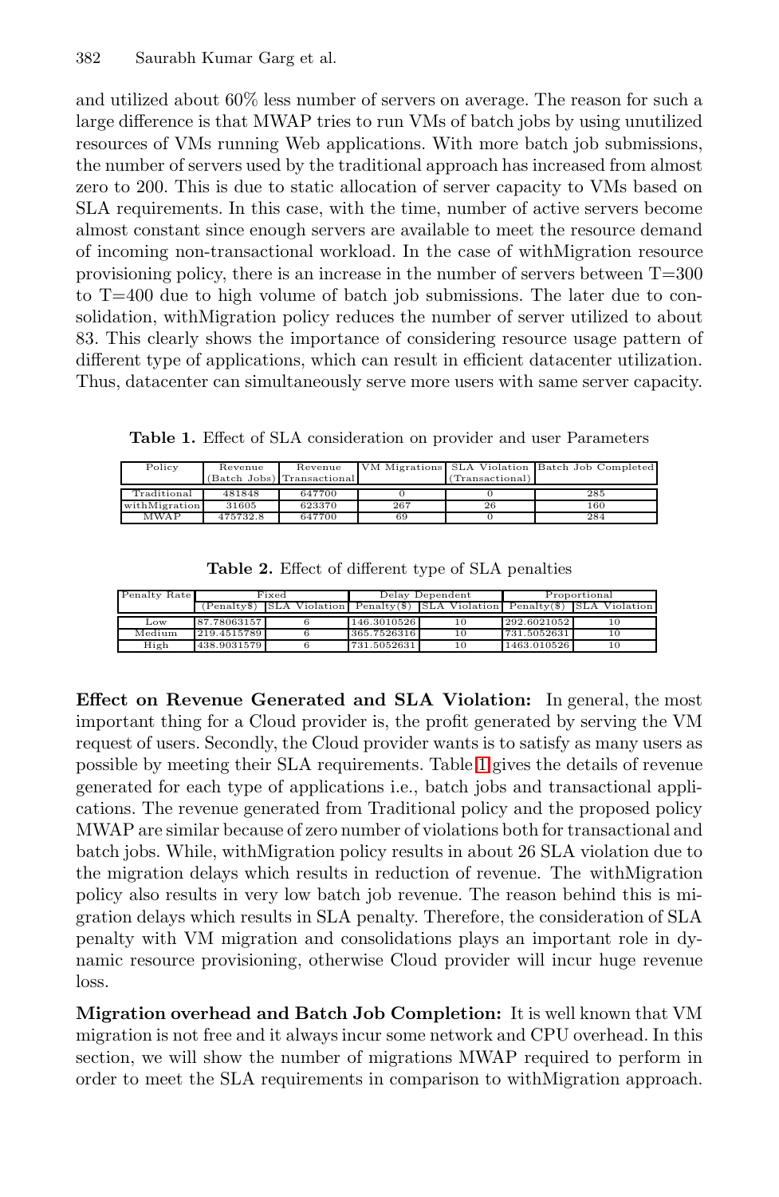and utilized about 60% less number of servers on average. The reason for such a large difference is that MWAP tries to run VMs of batch jobs by using unutilized resources of VMs running Web applications. With more batch job submissions, the number of servers used by the traditional approach has increased from almost zero to 200. This is due to static allocation of server capacity to VMs based on SLA requirements. In this case, with the time, number of active servers become almost constant since enough servers are available to meet the resource demand of incoming non-transactional workload. In the case of withMigration resource provisioning policy, there is an increase in the number of servers between T=300 to T=400 due to high volume of batch job submissions. The later due to consolidation, withMigration policy reduces the number of server utilized to about 83. This clearly shows the importance of considering resource usage pattern of different type of applications, which can result in efficient datacenter utilization. Thus, datacenter can simultaneously serve more users with same server capacity.

**Table 1.** Effect of SLA consideration on provider and user Parameters

| Policy | Revenue (Batch Jobs) | Revenue Transactional | VM Migrations | SLA Violation (Transactional) | Batch Job Completed |
|---|---|---|---|---|---|
| Traditional | 481848 | 647700 | 0 | 0 | 285 |
| withMigration | 31605 | 623370 | 267 | 26 | 160 |
| MWAP | 475732.8 | 647700 | 69 | 0 | 284 |

**Table 2.** Effect of different type of SLA penalties

| Penalty Rate | Fixed | | Delay Dependent | | Proportional | |
|---|---|---|---|---|---|---|
| | (Penalty$) | SLA Violation | Penalty($) | SLA Violation | Penalty($) | SLA Violation |
| Low | 87.78063157 | 6 | 146.3010526 | 10 | 292.6021052 | 10 |
| Medium | 219.4515789 | 6 | 365.7526316 | 10 | 731.5052631 | 10 |
| High | 438.9031579 | 6 | 731.5052631 | 10 | 1463.010526 | 10 |

**Effect on Revenue Generated and SLA Violation:** In general, the most important thing for a Cloud provider is, the profit generated by serving the VM request of users. Secondly, the Cloud provider wants is to satisfy as many users as possible by meeting their SLA requirements. Table 1 gives the details of revenue generated for each type of applications i.e., batch jobs and transactional applications. The revenue generated from Traditional policy and the proposed policy MWAP are similar because of zero number of violations both for transactional and batch jobs. While, withMigration policy results in about 26 SLA violation due to the migration delays which results in reduction of revenue. The withMigration policy also results in very low batch job revenue. The reason behind this is migration delays which results in SLA penalty. Therefore, the consideration of SLA penalty with VM migration and consolidations plays an important role in dynamic resource provisioning, otherwise Cloud provider will incur huge revenue loss.

**Migration overhead and Batch Job Completion:** It is well known that VM migration is not free and it always incur some network and CPU overhead. In this section, we will show the number of migrations MWAP required to perform in order to meet the SLA requirements in comparison to withMigration approach.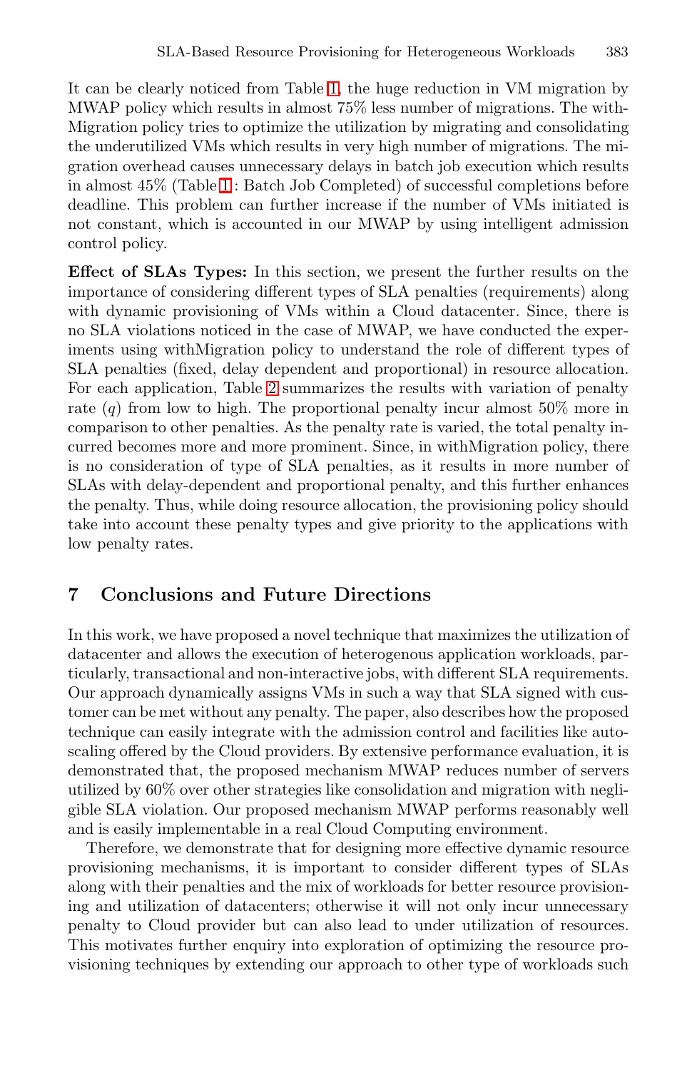It can be clearly noticed from Table 1, the huge reduction in VM migration by MWAP policy which results in almost 75% less number of migrations. The withMigration policy tries to optimize the utilization by migrating and consolidating the underutilized VMs which results in very high number of migrations. The migration overhead causes unnecessary delays in batch job execution which results in almost 45% (Table 1: Batch Job Completed) of successful completions before deadline. This problem can further increase if the number of VMs initiated is not constant, which is accounted in our MWAP by using intelligent admission control policy.

**Effect of SLAs Types:** In this section, we present the further results on the importance of considering different types of SLA penalties (requirements) along with dynamic provisioning of VMs within a Cloud datacenter. Since, there is no SLA violations noticed in the case of MWAP, we have conducted the experiments using withMigration policy to understand the role of different types of SLA penalties (fixed, delay dependent and proportional) in resource allocation. For each application, Table 2 summarizes the results with variation of penalty rate ($q$) from low to high. The proportional penalty incur almost 50% more in comparison to other penalties. As the penalty rate is varied, the total penalty incurred becomes more and more prominent. Since, in withMigration policy, there is no consideration of type of SLA penalties, as it results in more number of SLAs with delay-dependent and proportional penalty, and this further enhances the penalty. Thus, while doing resource allocation, the provisioning policy should take into account these penalty types and give priority to the applications with low penalty rates.

## 7 Conclusions and Future Directions

In this work, we have proposed a novel technique that maximizes the utilization of datacenter and allows the execution of heterogenous application workloads, particularly, transactional and non-interactive jobs, with different SLA requirements. Our approach dynamically assigns VMs in such a way that SLA signed with customer can be met without any penalty. The paper, also describes how the proposed technique can easily integrate with the admission control and facilities like autoscaling offered by the Cloud providers. By extensive performance evaluation, it is demonstrated that, the proposed mechanism MWAP reduces number of servers utilized by 60% over other strategies like consolidation and migration with negligible SLA violation. Our proposed mechanism MWAP performs reasonably well and is easily implementable in a real Cloud Computing environment.

Therefore, we demonstrate that for designing more effective dynamic resource provisioning mechanisms, it is important to consider different types of SLAs along with their penalties and the mix of workloads for better resource provisioning and utilization of datacenters; otherwise it will not only incur unnecessary penalty to Cloud provider but can also lead to under utilization of resources. This motivates further enquiry into exploration of optimizing the resource provisioning techniques by extending our approach to other type of workloads such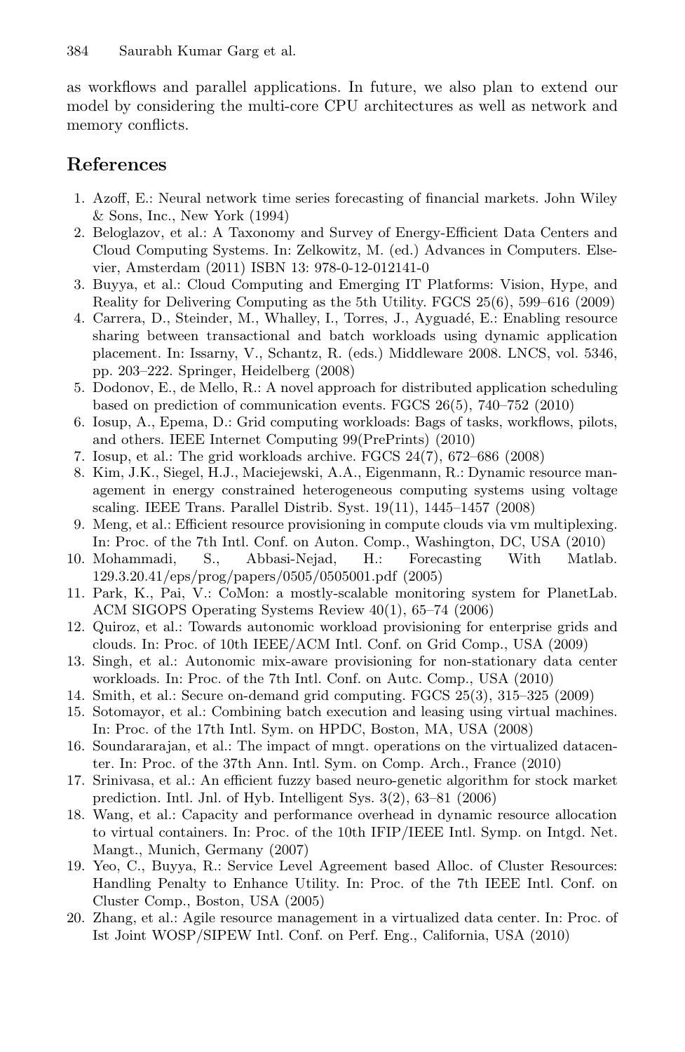as workflows and parallel applications. In future, we also plan to extend our model by considering the multi-core CPU architectures as well as network and memory conflicts.

## References

1. Azoff, E.: Neural network time series forecasting of financial markets. John Wiley & Sons, Inc., New York (1994)
2. Beloglazov, et al.: A Taxonomy and Survey of Energy-Efficient Data Centers and Cloud Computing Systems. In: Zelkowitz, M. (ed.) Advances in Computers. Elsevier, Amsterdam (2011) ISBN 13: 978-0-12-012141-0
3. Buyya, et al.: Cloud Computing and Emerging IT Platforms: Vision, Hype, and Reality for Delivering Computing as the 5th Utility. FGCS 25(6), 599–616 (2009)
4. Carrera, D., Steinder, M., Whalley, I., Torres, J., Ayguadé, E.: Enabling resource sharing between transactional and batch workloads using dynamic application placement. In: Issarny, V., Schantz, R. (eds.) Middleware 2008. LNCS, vol. 5346, pp. 203–222. Springer, Heidelberg (2008)
5. Dodonov, E., de Mello, R.: A novel approach for distributed application scheduling based on prediction of communication events. FGCS 26(5), 740–752 (2010)
6. Iosup, A., Epema, D.: Grid computing workloads: Bags of tasks, workflows, pilots, and others. IEEE Internet Computing 99(PrePrints) (2010)
7. Iosup, et al.: The grid workloads archive. FGCS 24(7), 672–686 (2008)
8. Kim, J.K., Siegel, H.J., Maciejewski, A.A., Eigenmann, R.: Dynamic resource management in energy constrained heterogeneous computing systems using voltage scaling. IEEE Trans. Parallel Distrib. Syst. 19(11), 1445–1457 (2008)
9. Meng, et al.: Efficient resource provisioning in compute clouds via vm multiplexing. In: Proc. of the 7th Intl. Conf. on Auton. Comp., Washington, DC, USA (2010)
10. Mohammadi, S., Abbasi-Nejad, H.: Forecasting With Matlab. 129.3.20.41/eps/prog/papers/0505/0505001.pdf (2005)
11. Park, K., Pai, V.: CoMon: a mostly-scalable monitoring system for PlanetLab. ACM SIGOPS Operating Systems Review 40(1), 65–74 (2006)
12. Quiroz, et al.: Towards autonomic workload provisioning for enterprise grids and clouds. In: Proc. of 10th IEEE/ACM Intl. Conf. on Grid Comp., USA (2009)
13. Singh, et al.: Autonomic mix-aware provisioning for non-stationary data center workloads. In: Proc. of the 7th Intl. Conf. on Autc. Comp., USA (2010)
14. Smith, et al.: Secure on-demand grid computing. FGCS 25(3), 315–325 (2009)
15. Sotomayor, et al.: Combining batch execution and leasing using virtual machines. In: Proc. of the 17th Intl. Sym. on HPDC, Boston, MA, USA (2008)
16. Soundararajan, et al.: The impact of mngt. operations on the virtualized datacenter. In: Proc. of the 37th Ann. Intl. Sym. on Comp. Arch., France (2010)
17. Srinivasa, et al.: An efficient fuzzy based neuro-genetic algorithm for stock market prediction. Intl. Jnl. of Hyb. Intelligent Sys. 3(2), 63–81 (2006)
18. Wang, et al.: Capacity and performance overhead in dynamic resource allocation to virtual containers. In: Proc. of the 10th IFIP/IEEE Intl. Symp. on Intgd. Net. Mangt., Munich, Germany (2007)
19. Yeo, C., Buyya, R.: Service Level Agreement based Alloc. of Cluster Resources: Handling Penalty to Enhance Utility. In: Proc. of the 7th IEEE Intl. Conf. on Cluster Comp., Boston, USA (2005)
20. Zhang, et al.: Agile resource management in a virtualized data center. In: Proc. of Ist Joint WOSP/SIPEW Intl. Conf. on Perf. Eng., California, USA (2010)